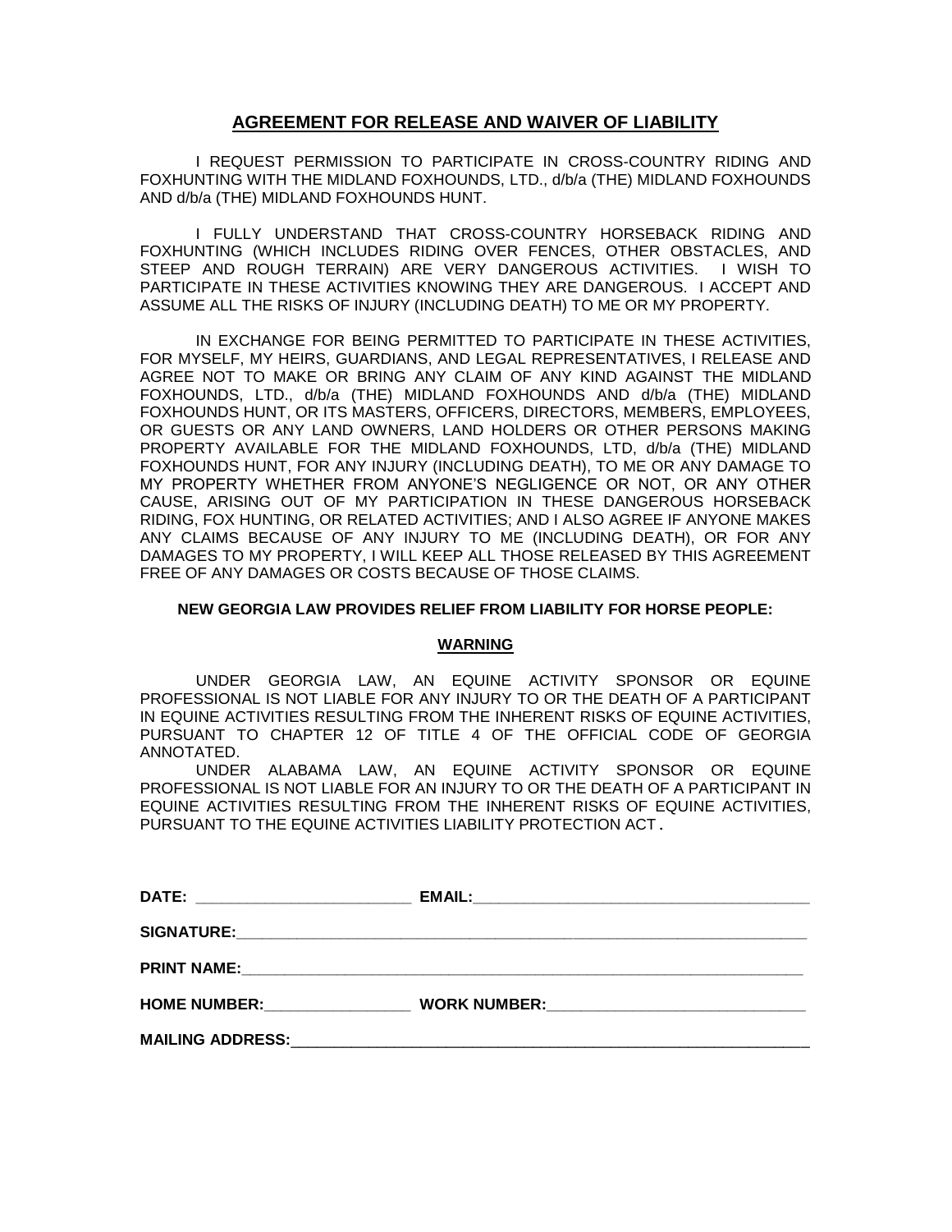## AGREEMENT FOR RELEASE AND WAIVER OF LIABILITY

I REQUEST PERMISSION TO PARTICIPATE IN CROSS-COUNTRY RIDING AND FOXHUNTING WITH THE MIDLAND FOXHOUNDS, LTD., d/b/a (THE) MIDLAND FOXHOUNDS AND d/b/a (THE) MIDLAND FOXHOUNDS HUNT.

I FULLY UNDERSTAND THAT CROSS-COUNTRY HORSEBACK RIDING AND FOXHUNTING (WHICH INCLUDES RIDING OVER FENCES, OTHER OBSTACLES, AND STEEP AND ROUGH TERRAIN) ARE VERY DANGEROUS ACTIVITIES. I WISH TO PARTICIPATE IN THESE ACTIVITIES KNOWING THEY ARE DANGEROUS. I ACCEPT AND ASSUME ALL THE RISKS OF INJURY (INCLUDING DEATH) TO ME OR MY PROPERTY.

IN EXCHANGE FOR BEING PERMITTED TO PARTICIPATE IN THESE ACTIVITIES, FOR MYSELF, MY HEIRS, GUARDIANS, AND LEGAL REPRESENTATIVES, I RELEASE AND AGREE NOT TO MAKE OR BRING ANY CLAIM OF ANY KIND AGAINST THE MIDLAND FOXHOUNDS, LTD., d/b/a (THE) MIDLAND FOXHOUNDS AND d/b/a (THE) MIDLAND FOXHOUNDS HUNT, OR ITS MASTERS, OFFICERS, DIRECTORS, MEMBERS, EMPLOYEES, OR GUESTS OR ANY LAND OWNERS, LAND HOLDERS OR OTHER PERSONS MAKING PROPERTY AVAILABLE FOR THE MIDLAND FOXHOUNDS, LTD, d/b/a (THE) MIDLAND FOXHOUNDS HUNT, FOR ANY INJURY (INCLUDING DEATH), TO ME OR ANY DAMAGE TO MY PROPERTY WHETHER FROM ANYONE'S NEGLIGENCE OR NOT, OR ANY OTHER CAUSE, ARISING OUT OF MY PARTICIPATION IN THESE DANGEROUS HORSEBACK RIDING, FOX HUNTING, OR RELATED ACTIVITIES; AND I ALSO AGREE IF ANYONE MAKES ANY CLAIMS BECAUSE OF ANY INJURY TO ME (INCLUDING DEATH), OR FOR ANY DAMAGES TO MY PROPERTY, I WILL KEEP ALL THOSE RELEASED BY THIS AGREEMENT FREE OF ANY DAMAGES OR COSTS BECAUSE OF THOSE CLAIMS.

**NEW GEORGIA LAW PROVIDES RELIEF FROM LIABILITY FOR HORSE PEOPLE:**

**WARNING**

UNDER GEORGIA LAW, AN EQUINE ACTIVITY SPONSOR OR EQUINE PROFESSIONAL IS NOT LIABLE FOR ANY INJURY TO OR THE DEATH OF A PARTICIPANT IN EQUINE ACTIVITIES RESULTING FROM THE INHERENT RISKS OF EQUINE ACTIVITIES, PURSUANT TO CHAPTER 12 OF TITLE 4 OF THE OFFICIAL CODE OF GEORGIA ANNOTATED.

UNDER ALABAMA LAW, AN EQUINE ACTIVITY SPONSOR OR EQUINE PROFESSIONAL IS NOT LIABLE FOR AN INJURY TO OR THE DEATH OF A PARTICIPANT IN EQUINE ACTIVITIES RESULTING FROM THE INHERENT RISKS OF EQUINE ACTIVITIES, PURSUANT TO THE EQUINE ACTIVITIES LIABILITY PROTECTION ACT.

**DATE:** ________________________ **EMAIL:** ______________________________________

**SIGNATURE:** ______________________________________________________________

**PRINT NAME:** _____________________________________________________________

**HOME NUMBER:** ________________ **WORK NUMBER:** _____________________________

**MAILING ADDRESS:** _________________________________________________________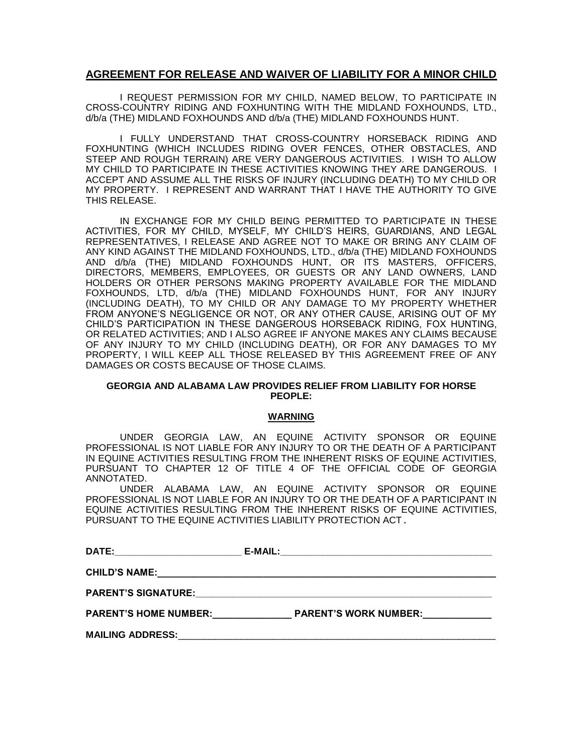## AGREEMENT FOR RELEASE AND WAIVER OF LIABILITY FOR A MINOR CHILD

I REQUEST PERMISSION FOR MY CHILD, NAMED BELOW, TO PARTICIPATE IN CROSS-COUNTRY RIDING AND FOXHUNTING WITH THE MIDLAND FOXHOUNDS, LTD., d/b/a (THE) MIDLAND FOXHOUNDS AND d/b/a (THE) MIDLAND FOXHOUNDS HUNT.

I FULLY UNDERSTAND THAT CROSS-COUNTRY HORSEBACK RIDING AND FOXHUNTING (WHICH INCLUDES RIDING OVER FENCES, OTHER OBSTACLES, AND STEEP AND ROUGH TERRAIN) ARE VERY DANGEROUS ACTIVITIES. I WISH TO ALLOW MY CHILD TO PARTICIPATE IN THESE ACTIVITIES KNOWING THEY ARE DANGEROUS. I ACCEPT AND ASSUME ALL THE RISKS OF INJURY (INCLUDING DEATH) TO MY CHILD OR MY PROPERTY. I REPRESENT AND WARRANT THAT I HAVE THE AUTHORITY TO GIVE THIS RELEASE.

IN EXCHANGE FOR MY CHILD BEING PERMITTED TO PARTICIPATE IN THESE ACTIVITIES, FOR MY CHILD, MYSELF, MY CHILD'S HEIRS, GUARDIANS, AND LEGAL REPRESENTATIVES, I RELEASE AND AGREE NOT TO MAKE OR BRING ANY CLAIM OF ANY KIND AGAINST THE MIDLAND FOXHOUNDS, LTD., d/b/a (THE) MIDLAND FOXHOUNDS AND d/b/a (THE) MIDLAND FOXHOUNDS HUNT, OR ITS MASTERS, OFFICERS, DIRECTORS, MEMBERS, EMPLOYEES, OR GUESTS OR ANY LAND OWNERS, LAND HOLDERS OR OTHER PERSONS MAKING PROPERTY AVAILABLE FOR THE MIDLAND FOXHOUNDS, LTD, d/b/a (THE) MIDLAND FOXHOUNDS HUNT, FOR ANY INJURY (INCLUDING DEATH), TO MY CHILD OR ANY DAMAGE TO MY PROPERTY WHETHER FROM ANYONE'S NEGLIGENCE OR NOT, OR ANY OTHER CAUSE, ARISING OUT OF MY CHILD'S PARTICIPATION IN THESE DANGEROUS HORSEBACK RIDING, FOX HUNTING, OR RELATED ACTIVITIES; AND I ALSO AGREE IF ANYONE MAKES ANY CLAIMS BECAUSE OF ANY INJURY TO MY CHILD (INCLUDING DEATH), OR FOR ANY DAMAGES TO MY PROPERTY, I WILL KEEP ALL THOSE RELEASED BY THIS AGREEMENT FREE OF ANY DAMAGES OR COSTS BECAUSE OF THOSE CLAIMS.

**GEORGIA AND ALABAMA LAW PROVIDES RELIEF FROM LIABILITY FOR HORSE PEOPLE:**

**WARNING**

UNDER GEORGIA LAW, AN EQUINE ACTIVITY SPONSOR OR EQUINE PROFESSIONAL IS NOT LIABLE FOR ANY INJURY TO OR THE DEATH OF A PARTICIPANT IN EQUINE ACTIVITIES RESULTING FROM THE INHERENT RISKS OF EQUINE ACTIVITIES, PURSUANT TO CHAPTER 12 OF TITLE 4 OF THE OFFICIAL CODE OF GEORGIA ANNOTATED.

UNDER ALABAMA LAW, AN EQUINE ACTIVITY SPONSOR OR EQUINE PROFESSIONAL IS NOT LIABLE FOR AN INJURY TO OR THE DEATH OF A PARTICIPANT IN EQUINE ACTIVITIES RESULTING FROM THE INHERENT RISKS OF EQUINE ACTIVITIES, PURSUANT TO THE EQUINE ACTIVITIES LIABILITY PROTECTION ACT.

**DATE:**________________________ **E-MAIL:**________________________________________

**CHILD'S NAME:**________________________________________________________________

**PARENT'S SIGNATURE:**__________________________________________________________

**PARENT'S HOME NUMBER:**_______________ **PARENT'S WORK NUMBER:**_____________

**MAILING ADDRESS:**______________________________________________________________